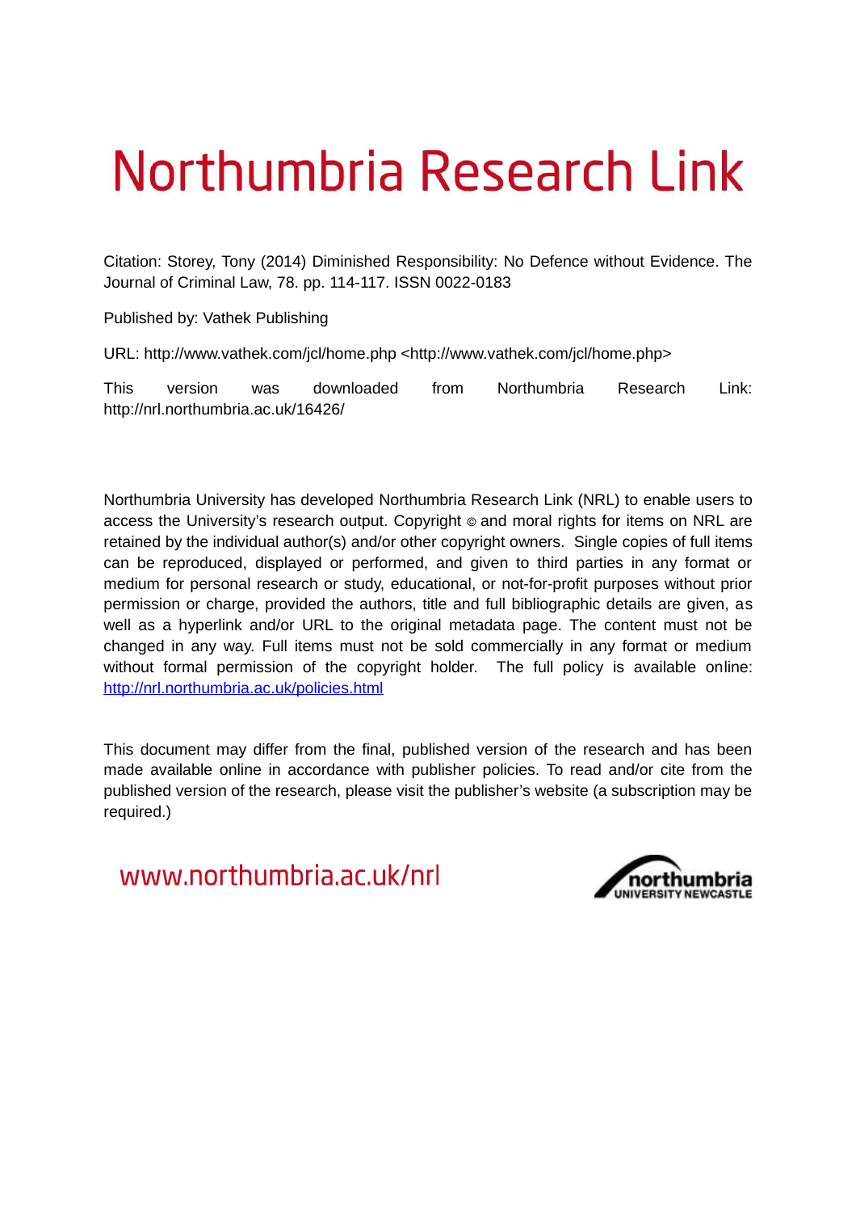# Northumbria Research Link

Citation: Storey, Tony (2014) Diminished Responsibility: No Defence without Evidence. The Journal of Criminal Law, 78. pp. 114-117. ISSN 0022-0183

Published by: Vathek Publishing

URL: http://www.vathek.com/jcl/home.php <http://www.vathek.com/jcl/home.php>

This version was downloaded from Northumbria Research Link: http://nrl.northumbria.ac.uk/16426/

Northumbria University has developed Northumbria Research Link (NRL) to enable users to access the University's research output. Copyright © and moral rights for items on NRL are retained by the individual author(s) and/or other copyright owners. Single copies of full items can be reproduced, displayed or performed, and given to third parties in any format or medium for personal research or study, educational, or not-for-profit purposes without prior permission or charge, provided the authors, title and full bibliographic details are given, as well as a hyperlink and/or URL to the original metadata page. The content must not be changed in any way. Full items must not be sold commercially in any format or medium without formal permission of the copyright holder. The full policy is available online: http://nrl.northumbria.ac.uk/policies.html

This document may differ from the final, published version of the research and has been made available online in accordance with publisher policies. To read and/or cite from the published version of the research, please visit the publisher's website (a subscription may be required.)

www.northumbria.ac.uk/nrl

northumbria UNIVERSITY NEWCASTLE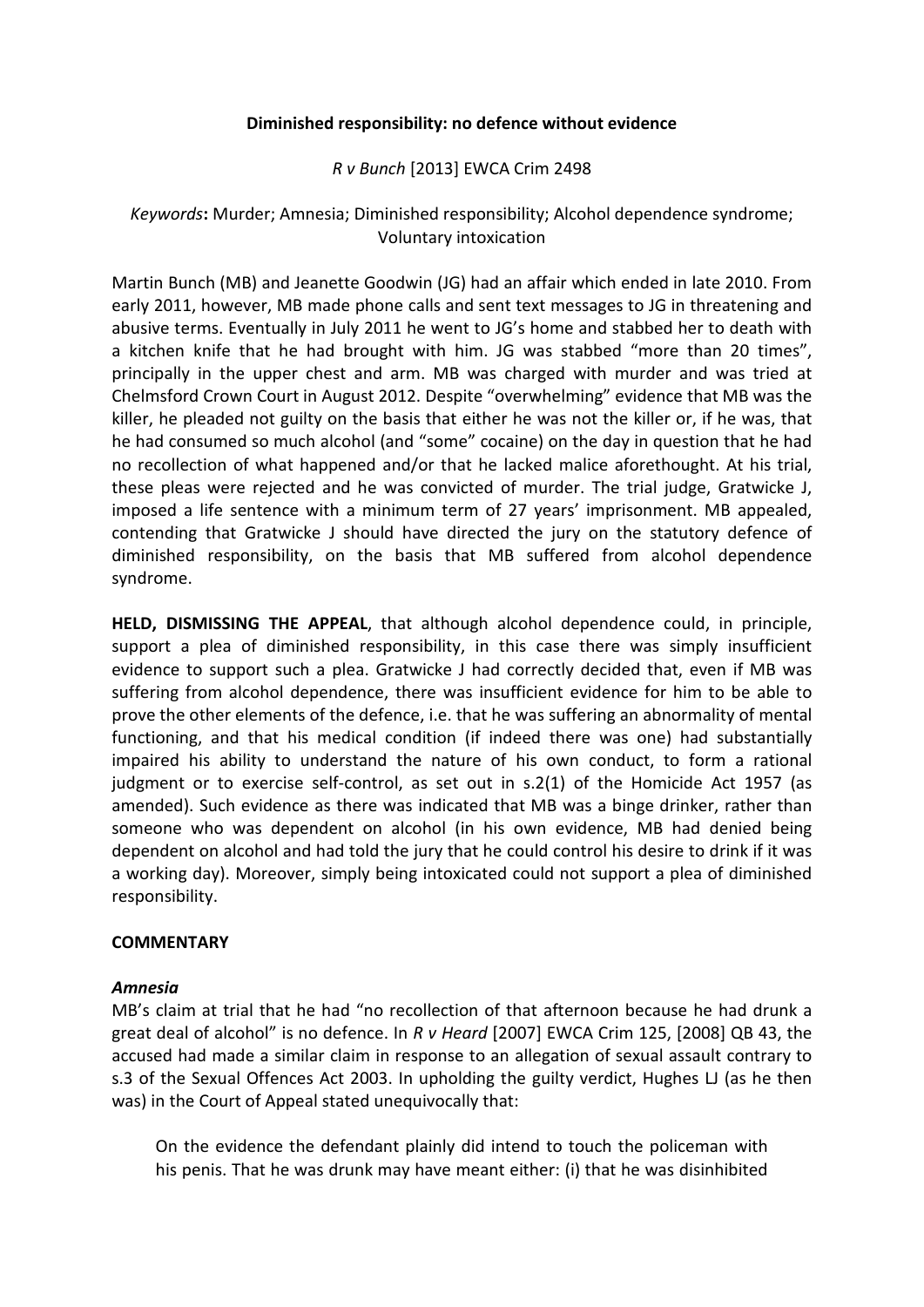**Diminished responsibility: no defence without evidence**

*R v Bunch* [2013] EWCA Crim 2498

*Keywords***:** Murder; Amnesia; Diminished responsibility; Alcohol dependence syndrome; Voluntary intoxication

Martin Bunch (MB) and Jeanette Goodwin (JG) had an affair which ended in late 2010. From early 2011, however, MB made phone calls and sent text messages to JG in threatening and abusive terms. Eventually in July 2011 he went to JG's home and stabbed her to death with a kitchen knife that he had brought with him. JG was stabbed "more than 20 times", principally in the upper chest and arm. MB was charged with murder and was tried at Chelmsford Crown Court in August 2012. Despite "overwhelming" evidence that MB was the killer, he pleaded not guilty on the basis that either he was not the killer or, if he was, that he had consumed so much alcohol (and "some" cocaine) on the day in question that he had no recollection of what happened and/or that he lacked malice aforethought. At his trial, these pleas were rejected and he was convicted of murder. The trial judge, Gratwicke J, imposed a life sentence with a minimum term of 27 years' imprisonment. MB appealed, contending that Gratwicke J should have directed the jury on the statutory defence of diminished responsibility, on the basis that MB suffered from alcohol dependence syndrome.

**HELD, DISMISSING THE APPEAL**, that although alcohol dependence could, in principle, support a plea of diminished responsibility, in this case there was simply insufficient evidence to support such a plea. Gratwicke J had correctly decided that, even if MB was suffering from alcohol dependence, there was insufficient evidence for him to be able to prove the other elements of the defence, i.e. that he was suffering an abnormality of mental functioning, and that his medical condition (if indeed there was one) had substantially impaired his ability to understand the nature of his own conduct, to form a rational judgment or to exercise self-control, as set out in s.2(1) of the Homicide Act 1957 (as amended). Such evidence as there was indicated that MB was a binge drinker, rather than someone who was dependent on alcohol (in his own evidence, MB had denied being dependent on alcohol and had told the jury that he could control his desire to drink if it was a working day). Moreover, simply being intoxicated could not support a plea of diminished responsibility.

**COMMENTARY**

***Amnesia***

MB's claim at trial that he had "no recollection of that afternoon because he had drunk a great deal of alcohol" is no defence. In *R v Heard* [2007] EWCA Crim 125, [2008] QB 43, the accused had made a similar claim in response to an allegation of sexual assault contrary to s.3 of the Sexual Offences Act 2003. In upholding the guilty verdict, Hughes LJ (as he then was) in the Court of Appeal stated unequivocally that:

> On the evidence the defendant plainly did intend to touch the policeman with his penis. That he was drunk may have meant either: (i) that he was disinhibited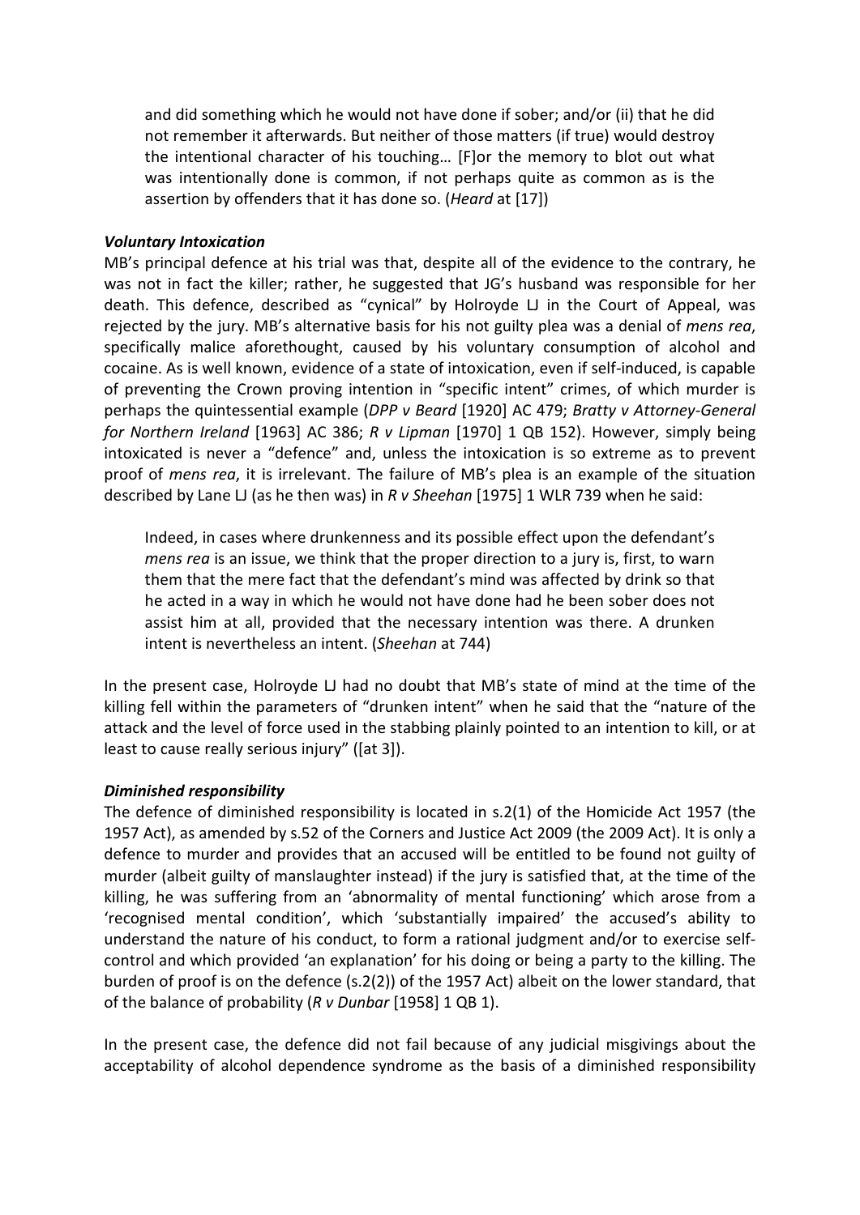and did something which he would not have done if sober; and/or (ii) that he did not remember it afterwards. But neither of those matters (if true) would destroy the intentional character of his touching… [F]or the memory to blot out what was intentionally done is common, if not perhaps quite as common as is the assertion by offenders that it has done so. (*Heard* at [17])

### *Voluntary Intoxication*

MB's principal defence at his trial was that, despite all of the evidence to the contrary, he was not in fact the killer; rather, he suggested that JG's husband was responsible for her death. This defence, described as "cynical" by Holroyde LJ in the Court of Appeal, was rejected by the jury. MB's alternative basis for his not guilty plea was a denial of *mens rea*, specifically malice aforethought, caused by his voluntary consumption of alcohol and cocaine. As is well known, evidence of a state of intoxication, even if self-induced, is capable of preventing the Crown proving intention in "specific intent" crimes, of which murder is perhaps the quintessential example (*DPP v Beard* [1920] AC 479; *Bratty v Attorney-General for Northern Ireland* [1963] AC 386; *R v Lipman* [1970] 1 QB 152). However, simply being intoxicated is never a "defence" and, unless the intoxication is so extreme as to prevent proof of *mens rea*, it is irrelevant. The failure of MB's plea is an example of the situation described by Lane LJ (as he then was) in *R v Sheehan* [1975] 1 WLR 739 when he said:

> Indeed, in cases where drunkenness and its possible effect upon the defendant's *mens rea* is an issue, we think that the proper direction to a jury is, first, to warn them that the mere fact that the defendant's mind was affected by drink so that he acted in a way in which he would not have done had he been sober does not assist him at all, provided that the necessary intention was there. A drunken intent is nevertheless an intent. (*Sheehan* at 744)

In the present case, Holroyde LJ had no doubt that MB's state of mind at the time of the killing fell within the parameters of "drunken intent" when he said that the "nature of the attack and the level of force used in the stabbing plainly pointed to an intention to kill, or at least to cause really serious injury" ([at 3]).

### *Diminished responsibility*

The defence of diminished responsibility is located in s.2(1) of the Homicide Act 1957 (the 1957 Act), as amended by s.52 of the Corners and Justice Act 2009 (the 2009 Act). It is only a defence to murder and provides that an accused will be entitled to be found not guilty of murder (albeit guilty of manslaughter instead) if the jury is satisfied that, at the time of the killing, he was suffering from an 'abnormality of mental functioning' which arose from a 'recognised mental condition', which 'substantially impaired' the accused's ability to understand the nature of his conduct, to form a rational judgment and/or to exercise self-control and which provided 'an explanation' for his doing or being a party to the killing. The burden of proof is on the defence (s.2(2)) of the 1957 Act) albeit on the lower standard, that of the balance of probability (*R v Dunbar* [1958] 1 QB 1).

In the present case, the defence did not fail because of any judicial misgivings about the acceptability of alcohol dependence syndrome as the basis of a diminished responsibility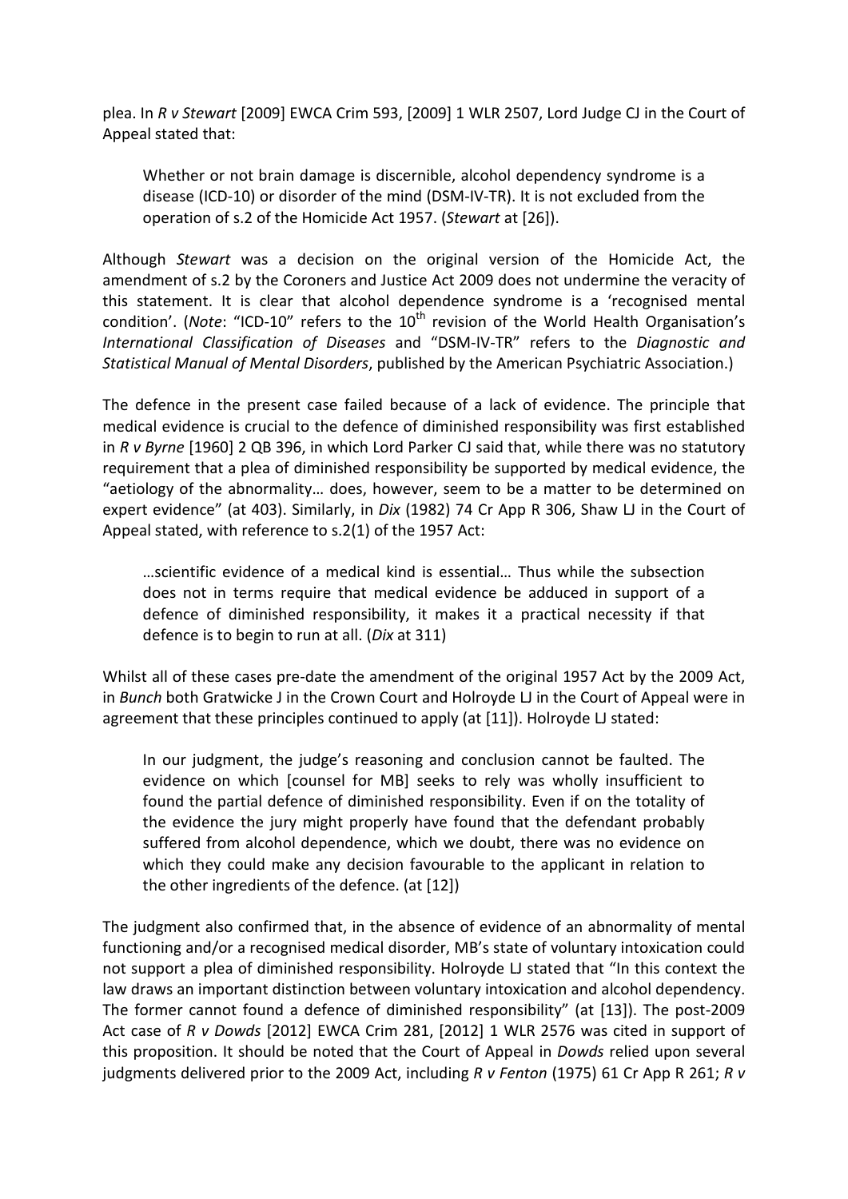plea. In *R v Stewart* [2009] EWCA Crim 593, [2009] 1 WLR 2507, Lord Judge CJ in the Court of Appeal stated that:

> Whether or not brain damage is discernible, alcohol dependency syndrome is a disease (ICD-10) or disorder of the mind (DSM-IV-TR). It is not excluded from the operation of s.2 of the Homicide Act 1957. (*Stewart* at [26]).

Although *Stewart* was a decision on the original version of the Homicide Act, the amendment of s.2 by the Coroners and Justice Act 2009 does not undermine the veracity of this statement. It is clear that alcohol dependence syndrome is a 'recognised mental condition'. (*Note*: "ICD-10" refers to the 10th revision of the World Health Organisation's *International Classification of Diseases* and "DSM-IV-TR" refers to the *Diagnostic and Statistical Manual of Mental Disorders*, published by the American Psychiatric Association.)

The defence in the present case failed because of a lack of evidence. The principle that medical evidence is crucial to the defence of diminished responsibility was first established in *R v Byrne* [1960] 2 QB 396, in which Lord Parker CJ said that, while there was no statutory requirement that a plea of diminished responsibility be supported by medical evidence, the "aetiology of the abnormality… does, however, seem to be a matter to be determined on expert evidence" (at 403). Similarly, in *Dix* (1982) 74 Cr App R 306, Shaw LJ in the Court of Appeal stated, with reference to s.2(1) of the 1957 Act:

> …scientific evidence of a medical kind is essential… Thus while the subsection does not in terms require that medical evidence be adduced in support of a defence of diminished responsibility, it makes it a practical necessity if that defence is to begin to run at all. (*Dix* at 311)

Whilst all of these cases pre-date the amendment of the original 1957 Act by the 2009 Act, in *Bunch* both Gratwicke J in the Crown Court and Holroyde LJ in the Court of Appeal were in agreement that these principles continued to apply (at [11]). Holroyde LJ stated:

> In our judgment, the judge's reasoning and conclusion cannot be faulted. The evidence on which [counsel for MB] seeks to rely was wholly insufficient to found the partial defence of diminished responsibility. Even if on the totality of the evidence the jury might properly have found that the defendant probably suffered from alcohol dependence, which we doubt, there was no evidence on which they could make any decision favourable to the applicant in relation to the other ingredients of the defence. (at [12])

The judgment also confirmed that, in the absence of evidence of an abnormality of mental functioning and/or a recognised medical disorder, MB's state of voluntary intoxication could not support a plea of diminished responsibility. Holroyde LJ stated that "In this context the law draws an important distinction between voluntary intoxication and alcohol dependency. The former cannot found a defence of diminished responsibility" (at [13]). The post-2009 Act case of *R v Dowds* [2012] EWCA Crim 281, [2012] 1 WLR 2576 was cited in support of this proposition. It should be noted that the Court of Appeal in *Dowds* relied upon several judgments delivered prior to the 2009 Act, including *R v Fenton* (1975) 61 Cr App R 261; *R v*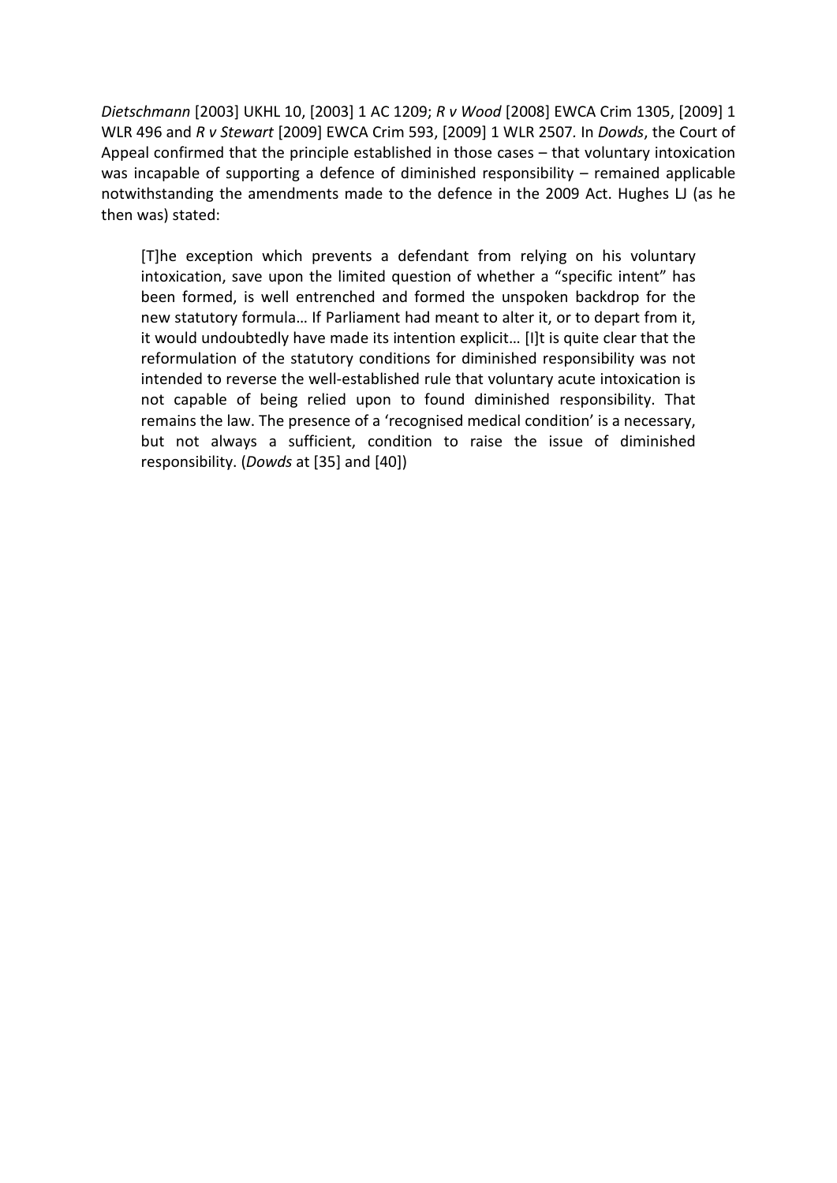*Dietschmann* [2003] UKHL 10, [2003] 1 AC 1209; *R v Wood* [2008] EWCA Crim 1305, [2009] 1 WLR 496 and *R v Stewart* [2009] EWCA Crim 593, [2009] 1 WLR 2507. In *Dowds*, the Court of Appeal confirmed that the principle established in those cases – that voluntary intoxication was incapable of supporting a defence of diminished responsibility – remained applicable notwithstanding the amendments made to the defence in the 2009 Act. Hughes LJ (as he then was) stated:

> [T]he exception which prevents a defendant from relying on his voluntary intoxication, save upon the limited question of whether a "specific intent" has been formed, is well entrenched and formed the unspoken backdrop for the new statutory formula… If Parliament had meant to alter it, or to depart from it, it would undoubtedly have made its intention explicit… [I]t is quite clear that the reformulation of the statutory conditions for diminished responsibility was not intended to reverse the well-established rule that voluntary acute intoxication is not capable of being relied upon to found diminished responsibility. That remains the law. The presence of a 'recognised medical condition' is a necessary, but not always a sufficient, condition to raise the issue of diminished responsibility. (*Dowds* at [35] and [40])